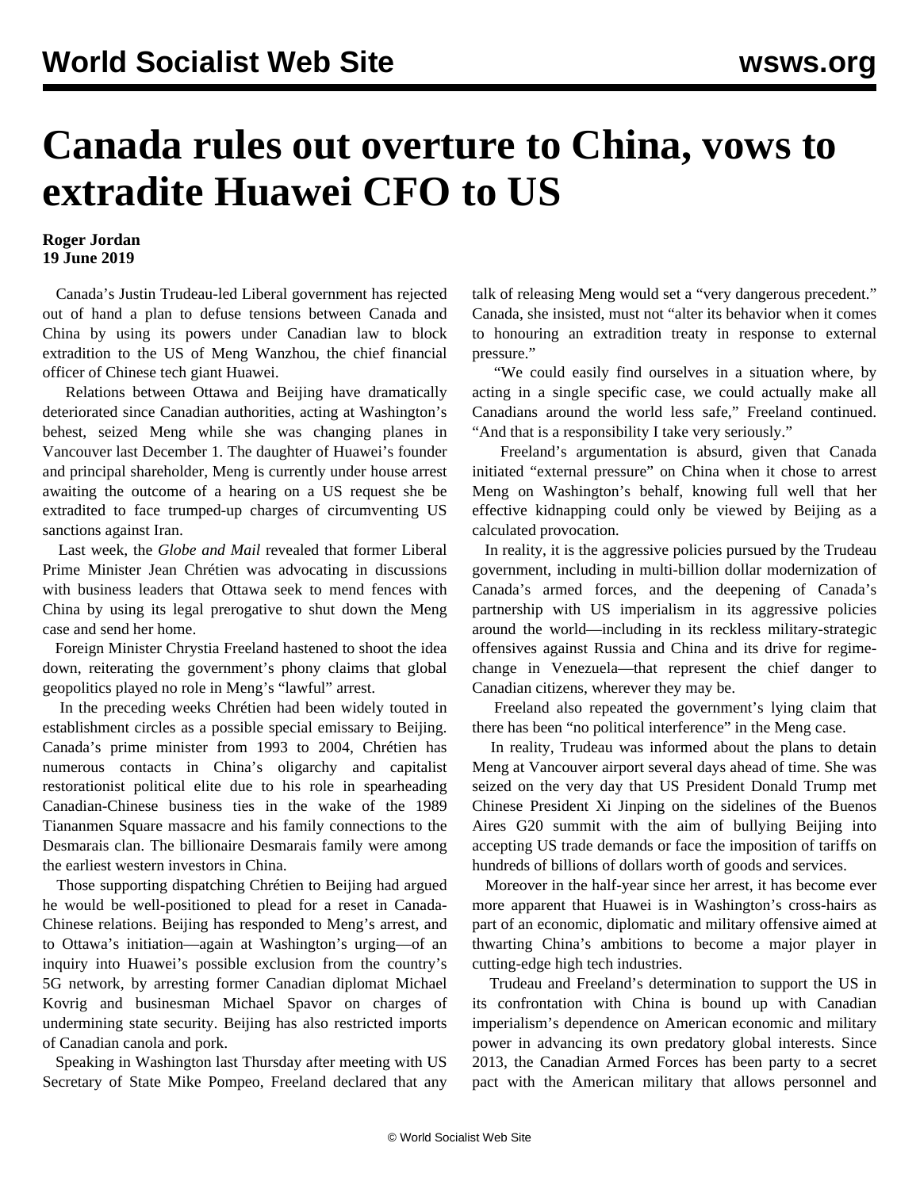# Canada rules out overture to China, vows to extradite Huawei CFO to US

**Roger Jordan**
**19 June 2019**

Canada's Justin Trudeau-led Liberal government has rejected out of hand a plan to defuse tensions between Canada and China by using its powers under Canadian law to block extradition to the US of Meng Wanzhou, the chief financial officer of Chinese tech giant Huawei.

Relations between Ottawa and Beijing have dramatically deteriorated since Canadian authorities, acting at Washington's behest, seized Meng while she was changing planes in Vancouver last December 1. The daughter of Huawei's founder and principal shareholder, Meng is currently under house arrest awaiting the outcome of a hearing on a US request she be extradited to face trumped-up charges of circumventing US sanctions against Iran.

Last week, the *Globe and Mail* revealed that former Liberal Prime Minister Jean Chrétien was advocating in discussions with business leaders that Ottawa seek to mend fences with China by using its legal prerogative to shut down the Meng case and send her home.

Foreign Minister Chrystia Freeland hastened to shoot the idea down, reiterating the government's phony claims that global geopolitics played no role in Meng's "lawful" arrest.

In the preceding weeks Chrétien had been widely touted in establishment circles as a possible special emissary to Beijing. Canada's prime minister from 1993 to 2004, Chrétien has numerous contacts in China's oligarchy and capitalist restorationist political elite due to his role in spearheading Canadian-Chinese business ties in the wake of the 1989 Tiananmen Square massacre and his family connections to the Desmarais clan. The billionaire Desmarais family were among the earliest western investors in China.

Those supporting dispatching Chrétien to Beijing had argued he would be well-positioned to plead for a reset in Canada-Chinese relations. Beijing has responded to Meng's arrest, and to Ottawa's initiation—again at Washington's urging—of an inquiry into Huawei's possible exclusion from the country's 5G network, by arresting former Canadian diplomat Michael Kovrig and businessman Michael Spavor on charges of undermining state security. Beijing has also restricted imports of Canadian canola and pork.

Speaking in Washington last Thursday after meeting with US Secretary of State Mike Pompeo, Freeland declared that any talk of releasing Meng would set a "very dangerous precedent." Canada, she insisted, must not "alter its behavior when it comes to honouring an extradition treaty in response to external pressure."

"We could easily find ourselves in a situation where, by acting in a single specific case, we could actually make all Canadians around the world less safe," Freeland continued. "And that is a responsibility I take very seriously."

Freeland's argumentation is absurd, given that Canada initiated "external pressure" on China when it chose to arrest Meng on Washington's behalf, knowing full well that her effective kidnapping could only be viewed by Beijing as a calculated provocation.

In reality, it is the aggressive policies pursued by the Trudeau government, including in multi-billion dollar modernization of Canada's armed forces, and the deepening of Canada's partnership with US imperialism in its aggressive policies around the world—including in its reckless military-strategic offensives against Russia and China and its drive for regime-change in Venezuela—that represent the chief danger to Canadian citizens, wherever they may be.

Freeland also repeated the government's lying claim that there has been "no political interference" in the Meng case.

In reality, Trudeau was informed about the plans to detain Meng at Vancouver airport several days ahead of time. She was seized on the very day that US President Donald Trump met Chinese President Xi Jinping on the sidelines of the Buenos Aires G20 summit with the aim of bullying Beijing into accepting US trade demands or face the imposition of tariffs on hundreds of billions of dollars worth of goods and services.

Moreover in the half-year since her arrest, it has become ever more apparent that Huawei is in Washington's cross-hairs as part of an economic, diplomatic and military offensive aimed at thwarting China's ambitions to become a major player in cutting-edge high tech industries.

Trudeau and Freeland's determination to support the US in its confrontation with China is bound up with Canadian imperialism's dependence on American economic and military power in advancing its own predatory global interests. Since 2013, the Canadian Armed Forces has been party to a secret pact with the American military that allows personnel and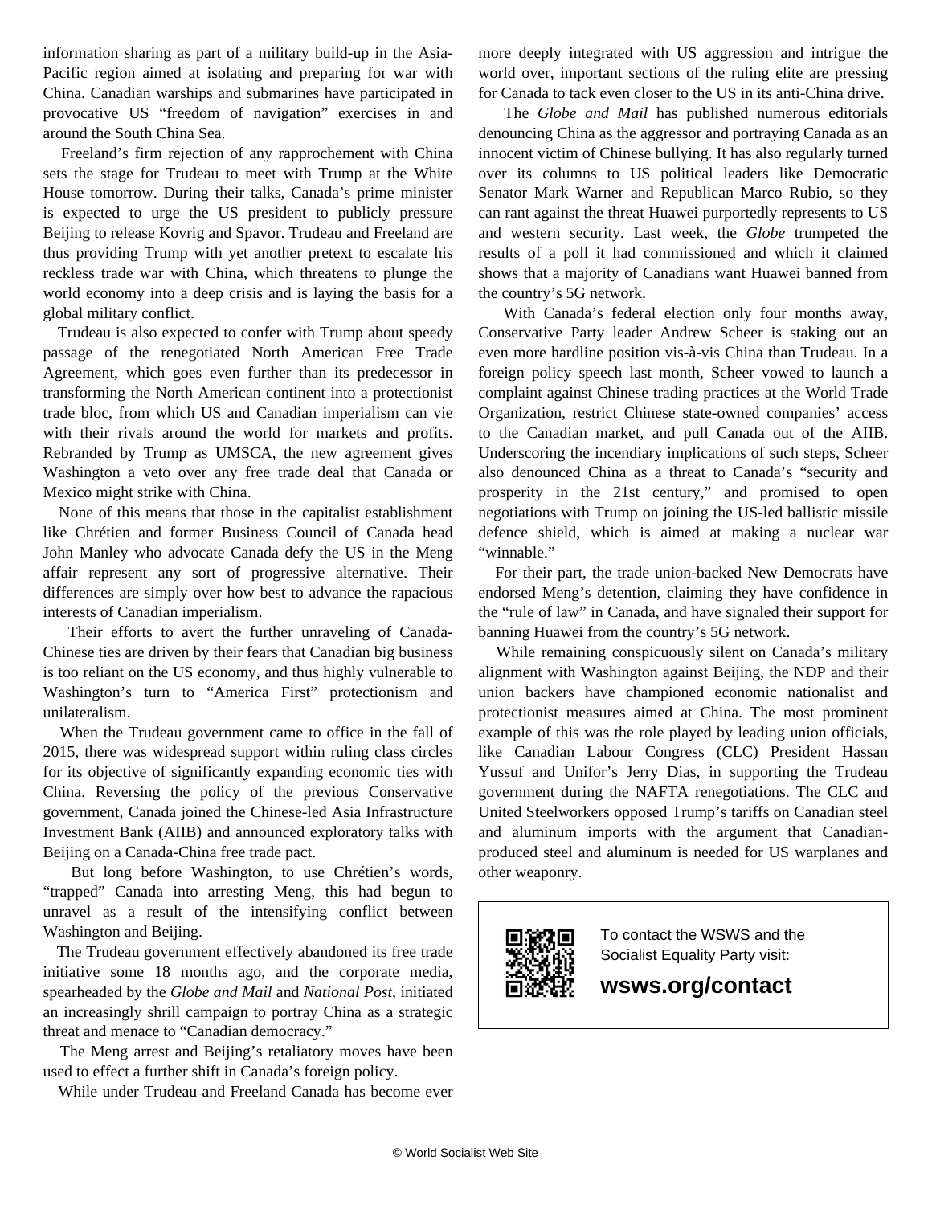information sharing as part of a military build-up in the Asia-Pacific region aimed at isolating and preparing for war with China. Canadian warships and submarines have participated in provocative US "freedom of navigation" exercises in and around the South China Sea.

Freeland's firm rejection of any rapprochement with China sets the stage for Trudeau to meet with Trump at the White House tomorrow. During their talks, Canada's prime minister is expected to urge the US president to publicly pressure Beijing to release Kovrig and Spavor. Trudeau and Freeland are thus providing Trump with yet another pretext to escalate his reckless trade war with China, which threatens to plunge the world economy into a deep crisis and is laying the basis for a global military conflict.

Trudeau is also expected to confer with Trump about speedy passage of the renegotiated North American Free Trade Agreement, which goes even further than its predecessor in transforming the North American continent into a protectionist trade bloc, from which US and Canadian imperialism can vie with their rivals around the world for markets and profits. Rebranded by Trump as UMSCA, the new agreement gives Washington a veto over any free trade deal that Canada or Mexico might strike with China.

None of this means that those in the capitalist establishment like Chrétien and former Business Council of Canada head John Manley who advocate Canada defy the US in the Meng affair represent any sort of progressive alternative. Their differences are simply over how best to advance the rapacious interests of Canadian imperialism.

Their efforts to avert the further unraveling of Canada-Chinese ties are driven by their fears that Canadian big business is too reliant on the US economy, and thus highly vulnerable to Washington's turn to "America First" protectionism and unilateralism.

When the Trudeau government came to office in the fall of 2015, there was widespread support within ruling class circles for its objective of significantly expanding economic ties with China. Reversing the policy of the previous Conservative government, Canada joined the Chinese-led Asia Infrastructure Investment Bank (AIIB) and announced exploratory talks with Beijing on a Canada-China free trade pact.

But long before Washington, to use Chrétien's words, "trapped" Canada into arresting Meng, this had begun to unravel as a result of the intensifying conflict between Washington and Beijing.

The Trudeau government effectively abandoned its free trade initiative some 18 months ago, and the corporate media, spearheaded by the *Globe and Mail* and *National Post*, initiated an increasingly shrill campaign to portray China as a strategic threat and menace to "Canadian democracy."

The Meng arrest and Beijing's retaliatory moves have been used to effect a further shift in Canada's foreign policy.

While under Trudeau and Freeland Canada has become ever more deeply integrated with US aggression and intrigue the world over, important sections of the ruling elite are pressing for Canada to tack even closer to the US in its anti-China drive.

The *Globe and Mail* has published numerous editorials denouncing China as the aggressor and portraying Canada as an innocent victim of Chinese bullying. It has also regularly turned over its columns to US political leaders like Democratic Senator Mark Warner and Republican Marco Rubio, so they can rant against the threat Huawei purportedly represents to US and western security. Last week, the *Globe* trumpeted the results of a poll it had commissioned and which it claimed shows that a majority of Canadians want Huawei banned from the country's 5G network.

With Canada's federal election only four months away, Conservative Party leader Andrew Scheer is staking out an even more hardline position vis-à-vis China than Trudeau. In a foreign policy speech last month, Scheer vowed to launch a complaint against Chinese trading practices at the World Trade Organization, restrict Chinese state-owned companies' access to the Canadian market, and pull Canada out of the AIIB. Underscoring the incendiary implications of such steps, Scheer also denounced China as a threat to Canada's "security and prosperity in the 21st century," and promised to open negotiations with Trump on joining the US-led ballistic missile defence shield, which is aimed at making a nuclear war "winnable."

For their part, the trade union-backed New Democrats have endorsed Meng's detention, claiming they have confidence in the "rule of law" in Canada, and have signaled their support for banning Huawei from the country's 5G network.

While remaining conspicuously silent on Canada's military alignment with Washington against Beijing, the NDP and their union backers have championed economic nationalist and protectionist measures aimed at China. The most prominent example of this was the role played by leading union officials, like Canadian Labour Congress (CLC) President Hassan Yussuf and Unifor's Jerry Dias, in supporting the Trudeau government during the NAFTA renegotiations. The CLC and United Steelworkers opposed Trump's tariffs on Canadian steel and aluminum imports with the argument that Canadian-produced steel and aluminum is needed for US warplanes and other weaponry.

To contact the WSWS and the Socialist Equality Party visit:

**wsws.org/contact**